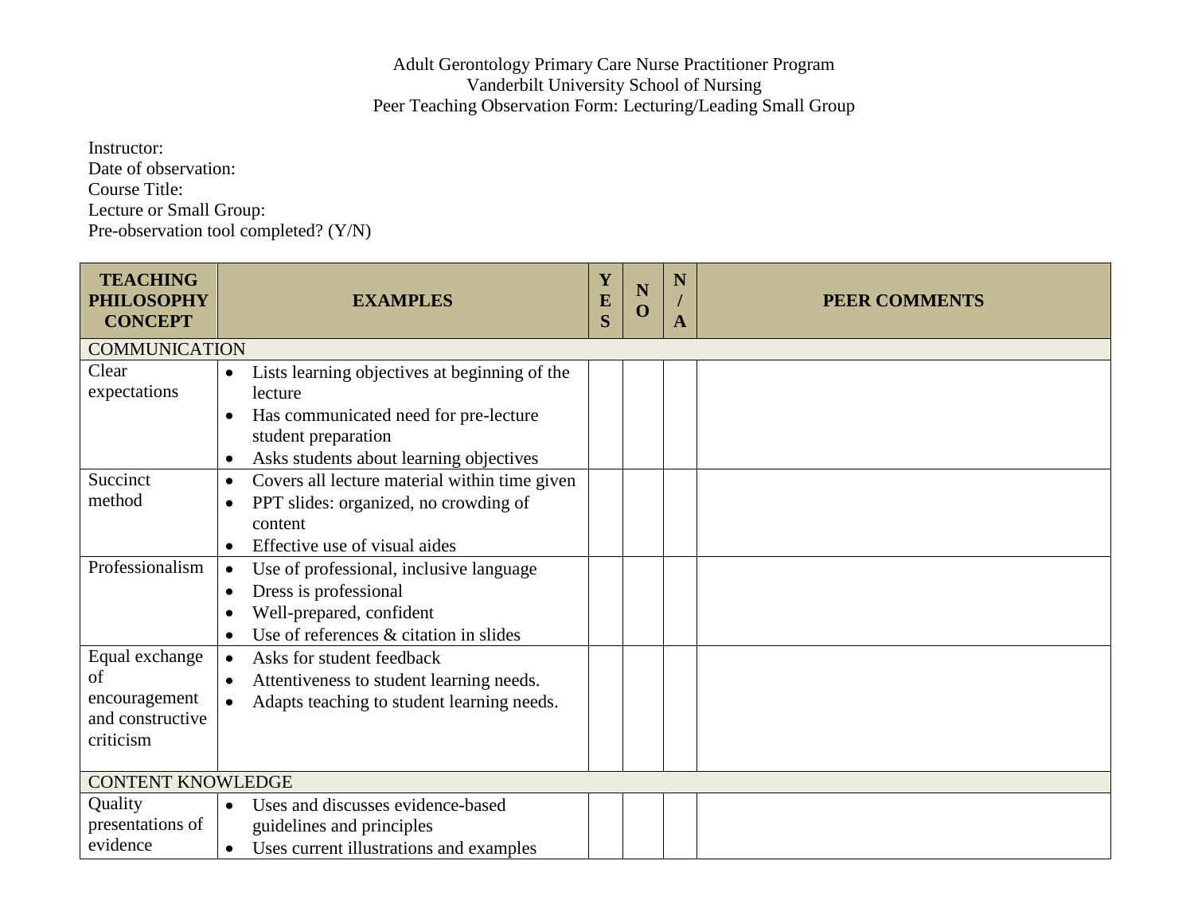Adult Gerontology Primary Care Nurse Practitioner Program
Vanderbilt University School of Nursing
Peer Teaching Observation Form: Lecturing/Leading Small Group

Instructor:
Date of observation:
Course Title:
Lecture or Small Group:
Pre-observation tool completed? (Y/N)

| TEACHING PHILOSOPHY CONCEPT | EXAMPLES | YES | NO | N/A | PEER COMMENTS |
|---|---|---|---|---|---|
| COMMUNICATION | | | | | |
| Clear expectations | • Lists learning objectives at beginning of the lecture<br>• Has communicated need for pre-lecture student preparation<br>• Asks students about learning objectives | | | | |
| Succinct method | • Covers all lecture material within time given<br>• PPT slides: organized, no crowding of content<br>• Effective use of visual aides | | | | |
| Professionalism | • Use of professional, inclusive language<br>• Dress is professional<br>• Well-prepared, confident<br>• Use of references & citation in slides | | | | |
| Equal exchange of encouragement and constructive criticism | • Asks for student feedback<br>• Attentiveness to student learning needs.<br>• Adapts teaching to student learning needs. | | | | |
| CONTENT KNOWLEDGE | | | | | |
| Quality presentations of evidence | • Uses and discusses evidence-based guidelines and principles<br>• Uses current illustrations and examples | | | | |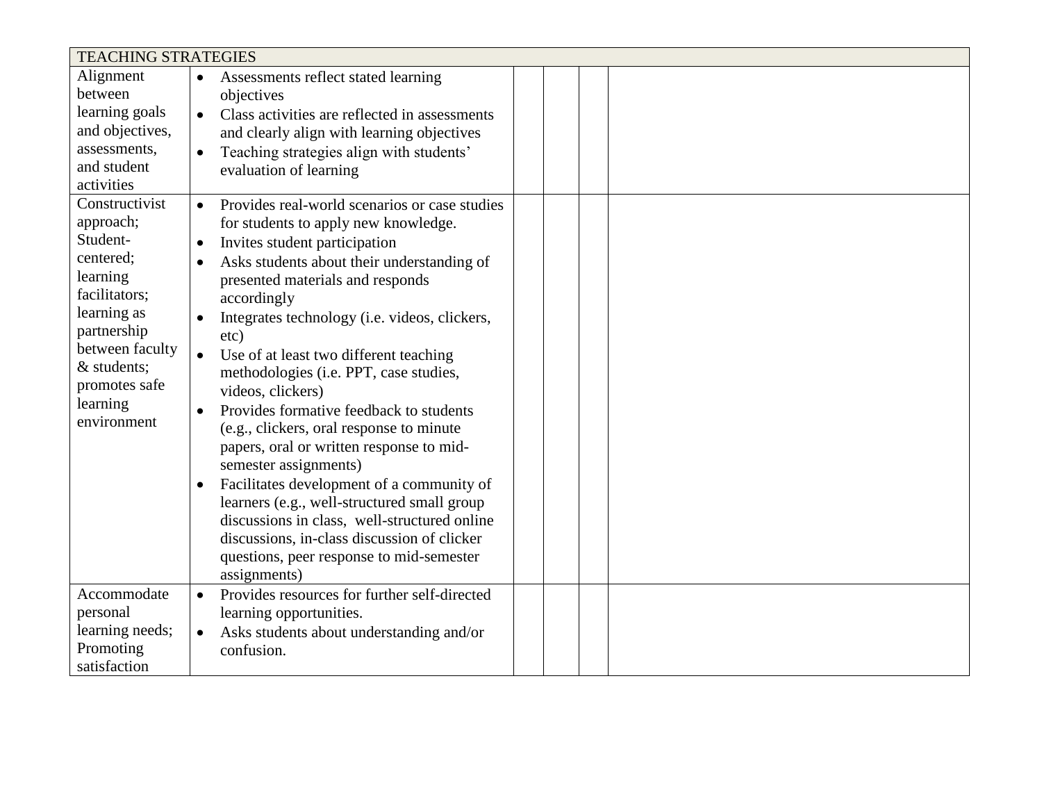| TEACHING STRATEGIES | | | | | |
|---|---|---|---|---|---|
| Alignment between learning goals and objectives, assessments, and student activities | • Assessments reflect stated learning objectives<br>• Class activities are reflected in assessments and clearly align with learning objectives<br>• Teaching strategies align with students' evaluation of learning | | | | |
| Constructivist approach; Student-centered; learning facilitators; learning as partnership between faculty & students; promotes safe learning environment | • Provides real-world scenarios or case studies for students to apply new knowledge.<br>• Invites student participation<br>• Asks students about their understanding of presented materials and responds accordingly<br>• Integrates technology (i.e. videos, clickers, etc)<br>• Use of at least two different teaching methodologies (i.e. PPT, case studies, videos, clickers)<br>• Provides formative feedback to students (e.g., clickers, oral response to minute papers, oral or written response to mid-semester assignments)<br>• Facilitates development of a community of learners (e.g., well-structured small group discussions in class, well-structured online discussions, in-class discussion of clicker questions, peer response to mid-semester assignments) | | | | |
| Accommodate personal learning needs; Promoting satisfaction | • Provides resources for further self-directed learning opportunities.<br>• Asks students about understanding and/or confusion. | | | | |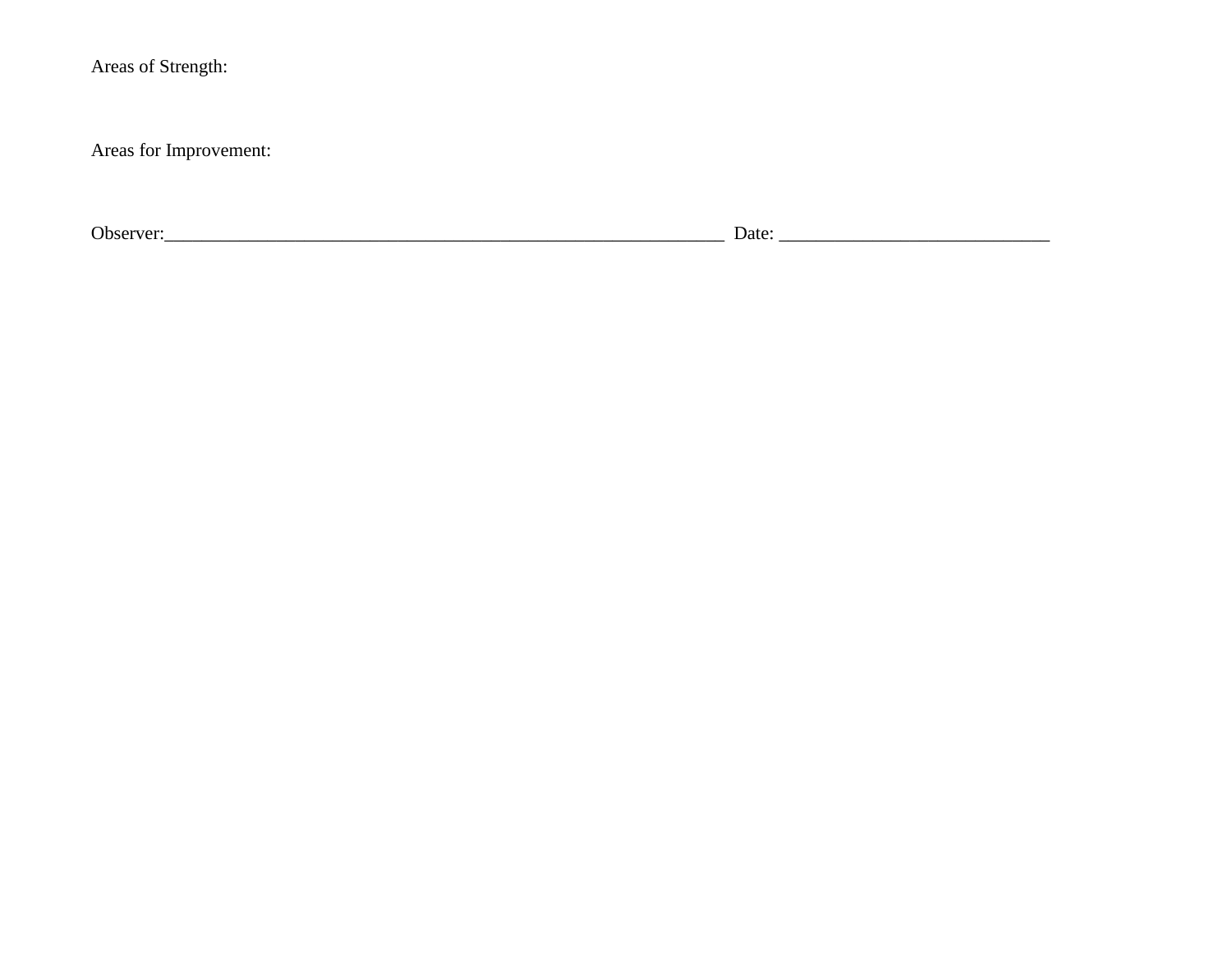Areas of Strength:

Areas for Improvement:

Observer:_____________________________________________________________ Date: ______________________________